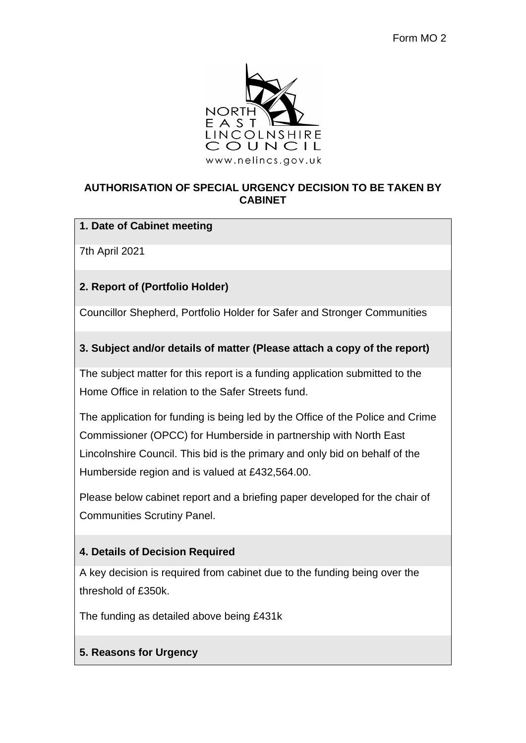Form MO 2

NORTH EAST LINCOLNSHIRE COUNCIL
www.nelincs.gov.uk

# AUTHORISATION OF SPECIAL URGENCY DECISION TO BE TAKEN BY CABINET

**1. Date of Cabinet meeting**

7th April 2021

**2. Report of (Portfolio Holder)**

Councillor Shepherd, Portfolio Holder for Safer and Stronger Communities

**3. Subject and/or details of matter (Please attach a copy of the report)**

The subject matter for this report is a funding application submitted to the Home Office in relation to the Safer Streets fund.

The application for funding is being led by the Office of the Police and Crime Commissioner (OPCC) for Humberside in partnership with North East Lincolnshire Council. This bid is the primary and only bid on behalf of the Humberside region and is valued at £432,564.00.

Please below cabinet report and a briefing paper developed for the chair of Communities Scrutiny Panel.

**4. Details of Decision Required**

A key decision is required from cabinet due to the funding being over the threshold of £350k.

The funding as detailed above being £431k

**5. Reasons for Urgency**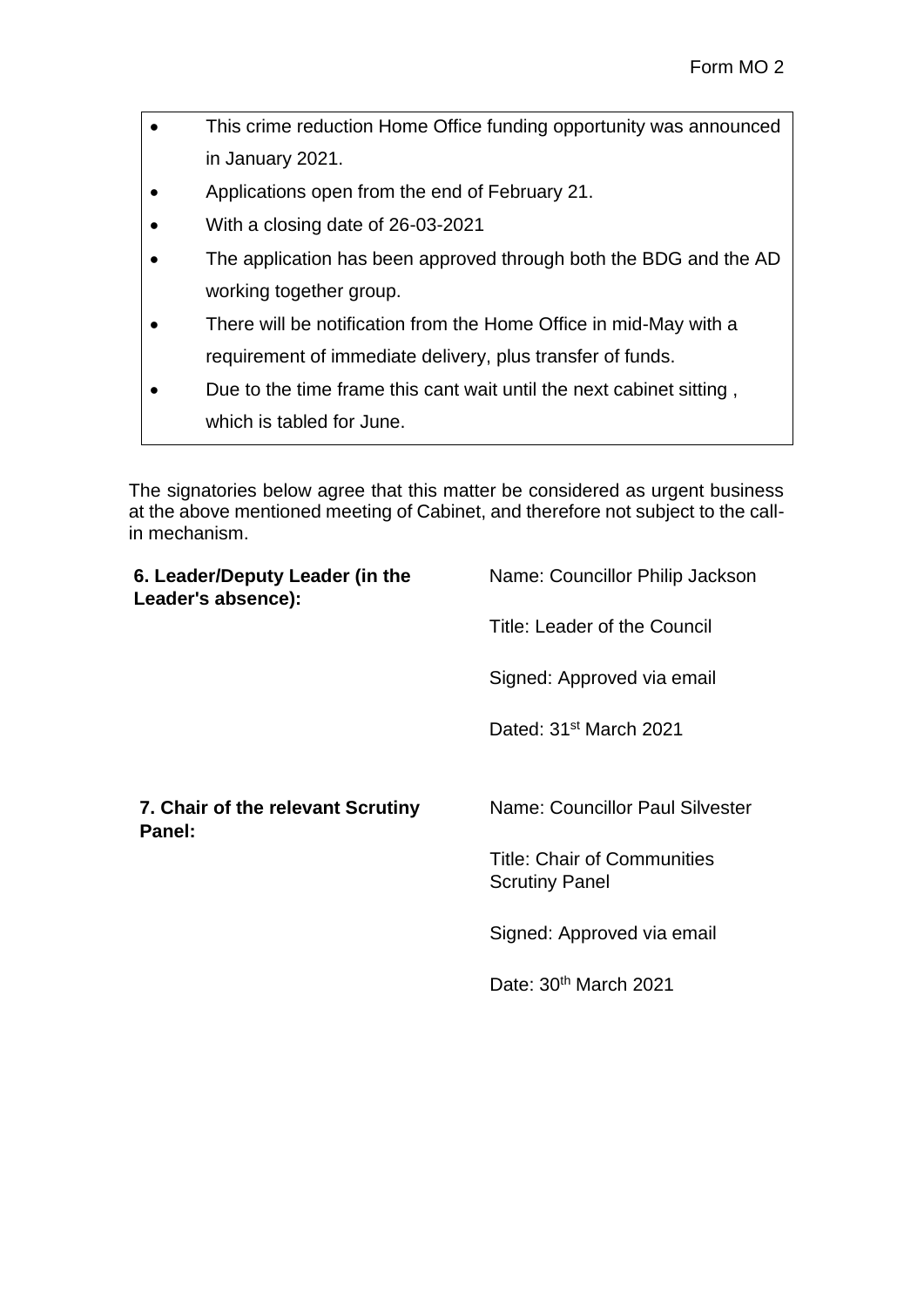- This crime reduction Home Office funding opportunity was announced in January 2021.
- Applications open from the end of February 21.
- With a closing date of 26-03-2021
- The application has been approved through both the BDG and the AD working together group.
- There will be notification from the Home Office in mid-May with a requirement of immediate delivery, plus transfer of funds.
- Due to the time frame this cant wait until the next cabinet sitting , which is tabled for June.

The signatories below agree that this matter be considered as urgent business at the above mentioned meeting of Cabinet, and therefore not subject to the call-in mechanism.

| | |
|---|---|
| **6. Leader/Deputy Leader (in the Leader's absence):** | Name: Councillor Philip Jackson<br><br>Title: Leader of the Council<br><br>Signed: Approved via email<br><br>Dated: 31st March 2021 |
| **7. Chair of the relevant Scrutiny Panel:** | Name: Councillor Paul Silvester<br><br>Title: Chair of Communities Scrutiny Panel<br><br>Signed: Approved via email<br><br>Date: 30th March 2021 |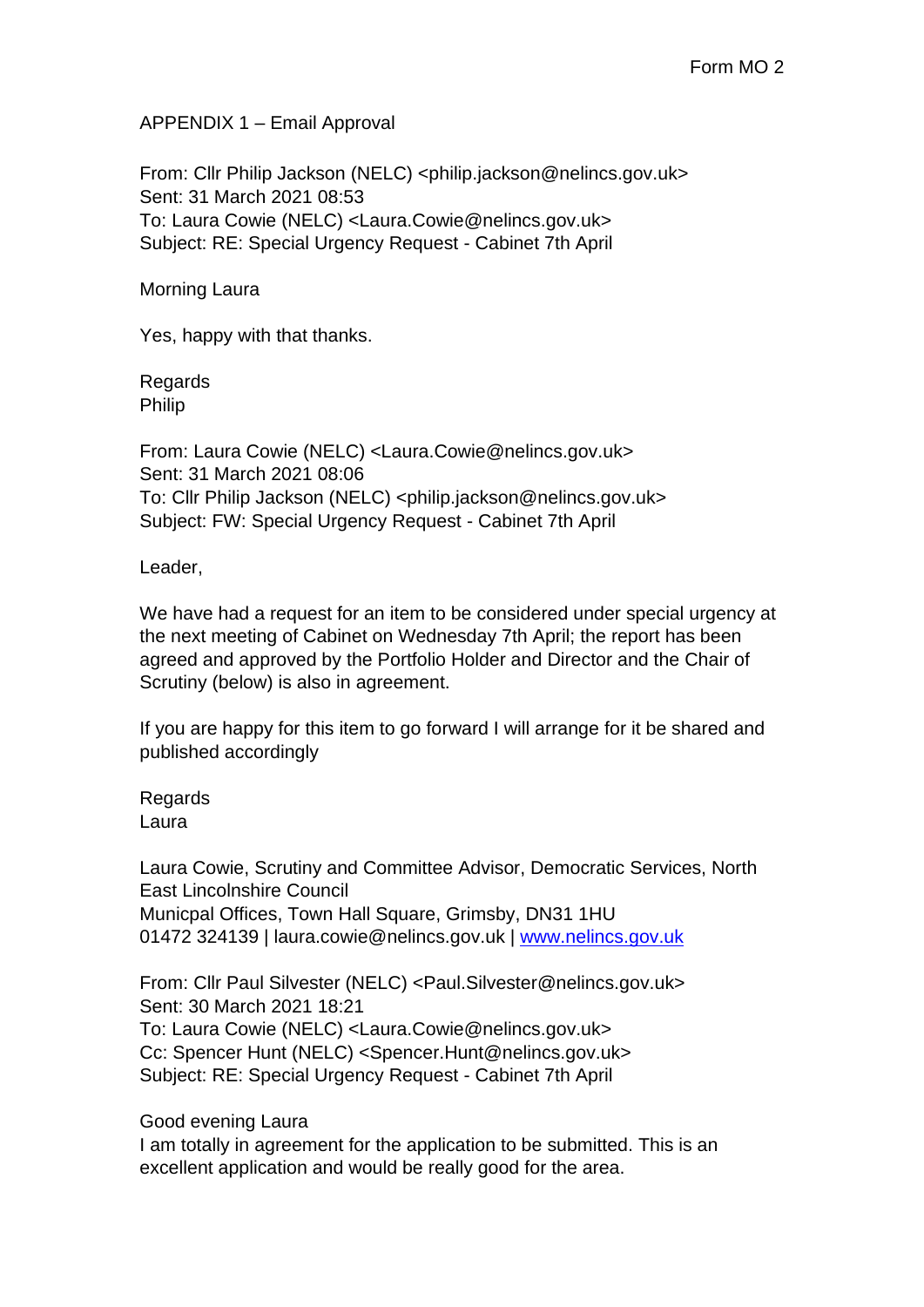APPENDIX 1 – Email Approval

From: Cllr Philip Jackson (NELC) <philip.jackson@nelincs.gov.uk>
Sent: 31 March 2021 08:53
To: Laura Cowie (NELC) <Laura.Cowie@nelincs.gov.uk>
Subject: RE: Special Urgency Request - Cabinet 7th April

Morning Laura

Yes, happy with that thanks.

Regards
Philip

From: Laura Cowie (NELC) <Laura.Cowie@nelincs.gov.uk>
Sent: 31 March 2021 08:06
To: Cllr Philip Jackson (NELC) <philip.jackson@nelincs.gov.uk>
Subject: FW: Special Urgency Request - Cabinet 7th April

Leader,

We have had a request for an item to be considered under special urgency at the next meeting of Cabinet on Wednesday 7th April; the report has been agreed and approved by the Portfolio Holder and Director and the Chair of Scrutiny (below) is also in agreement.

If you are happy for this item to go forward I will arrange for it be shared and published accordingly

Regards
Laura

Laura Cowie, Scrutiny and Committee Advisor, Democratic Services, North East Lincolnshire Council
Municpal Offices, Town Hall Square, Grimsby, DN31 1HU
01472 324139 | laura.cowie@nelincs.gov.uk | [www.nelincs.gov.uk](http://www.nelincs.gov.uk)

From: Cllr Paul Silvester (NELC) <Paul.Silvester@nelincs.gov.uk>
Sent: 30 March 2021 18:21
To: Laura Cowie (NELC) <Laura.Cowie@nelincs.gov.uk>
Cc: Spencer Hunt (NELC) <Spencer.Hunt@nelincs.gov.uk>
Subject: RE: Special Urgency Request - Cabinet 7th April

Good evening Laura
I am totally in agreement for the application to be submitted. This is an excellent application and would be really good for the area.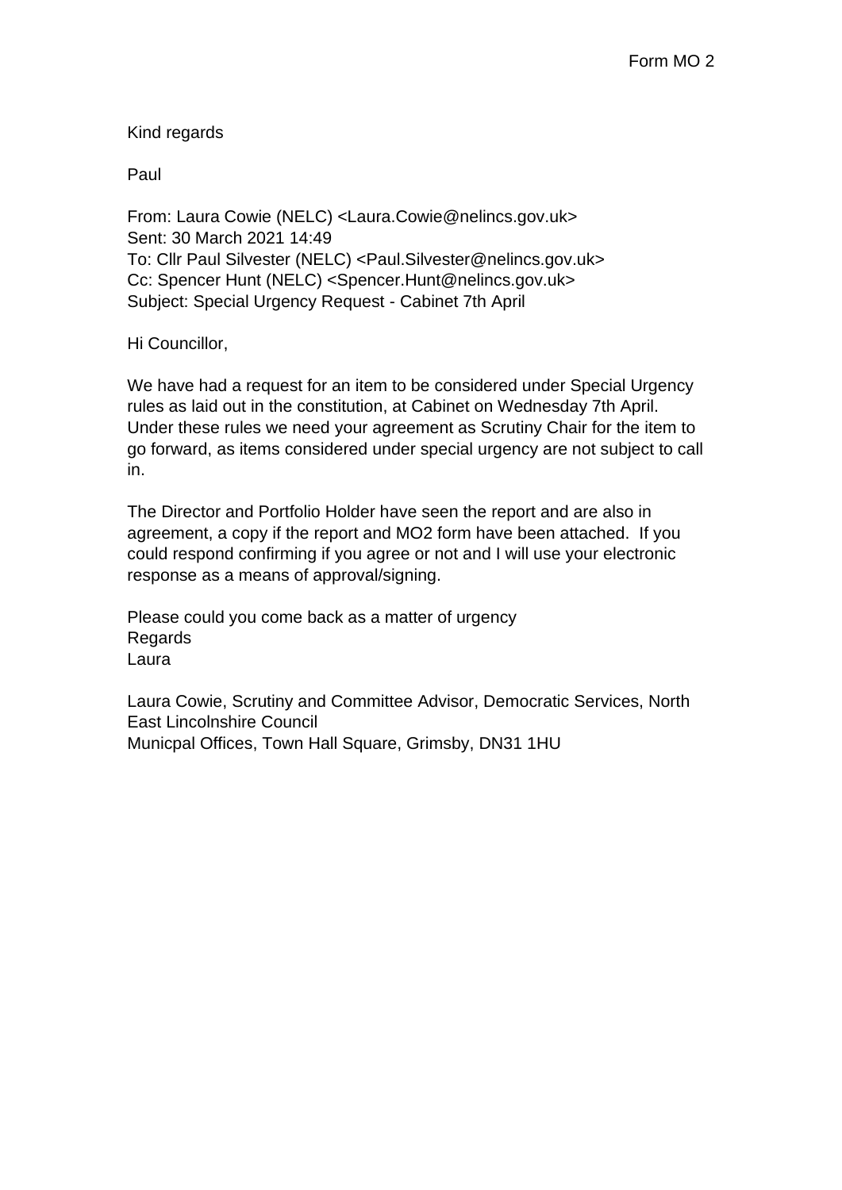Kind regards

Paul

From: Laura Cowie (NELC) <Laura.Cowie@nelincs.gov.uk>
Sent: 30 March 2021 14:49
To: Cllr Paul Silvester (NELC) <Paul.Silvester@nelincs.gov.uk>
Cc: Spencer Hunt (NELC) <Spencer.Hunt@nelincs.gov.uk>
Subject: Special Urgency Request - Cabinet 7th April

Hi Councillor,

We have had a request for an item to be considered under Special Urgency rules as laid out in the constitution, at Cabinet on Wednesday 7th April. Under these rules we need your agreement as Scrutiny Chair for the item to go forward, as items considered under special urgency are not subject to call in.

The Director and Portfolio Holder have seen the report and are also in agreement, a copy if the report and MO2 form have been attached. If you could respond confirming if you agree or not and I will use your electronic response as a means of approval/signing.

Please could you come back as a matter of urgency
Regards
Laura

Laura Cowie, Scrutiny and Committee Advisor, Democratic Services, North East Lincolnshire Council
Municpal Offices, Town Hall Square, Grimsby, DN31 1HU